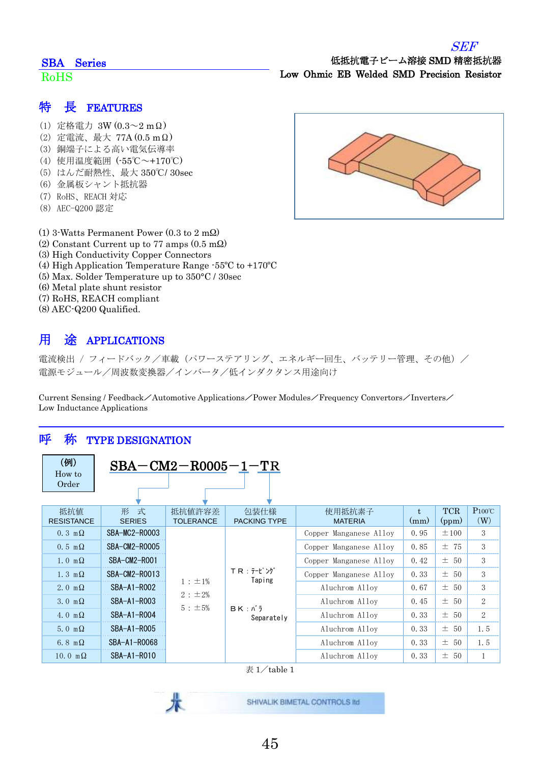SEF

## SBA Series

RoHS

低抵抗電子ビーム溶接 SMD 精密抵抗器
**Low Ohmic EB Welded SMD Precision Resistor**

## 特　長 FEATURES

（1）定格電力 3W (0.3～2 mΩ)
（2）定電流、最大 77A (0.5 mΩ)
（3）銅端子による高い電気伝導率
（4）使用温度範囲（-55℃～+170℃）
（5）はんだ耐熱性、最大 350℃/ 30sec
（6）金属板シャント抵抗器
（7）RoHS、REACH 対応
（8）AEC-Q200 認定

(1) 3-Watts Permanent Power (0.3 to 2 mΩ)
(2) Constant Current up to 77 amps (0.5 mΩ)
(3) High Conductivity Copper Connectors
(4) High Application Temperature Range -55°C to +170°C
(5) Max. Solder Temperature up to 350°C / 30sec
(6) Metal plate shunt resistor
(7) RoHS, REACH compliant
(8) AEC-Q200 Qualified.

## 用　途 APPLICATIONS

電流検出 / フィードバック／車載（パワーステアリング、エネルギー回生、バッテリー管理、その他）／電源モジュール／周波数変換器／インバータ／低インダクタンス用途向け

Current Sensing / Feedback／Automotive Applications／Power Modules／Frequency Convertors／Inverters／Low Inductance Applications

## 呼　称 TYPE DESIGNATION

（例） How to Order

**SBA－CM2－R0005－1－TR**

| 抵抗値 RESISTANCE | 形　式 SERIES | 抵抗値許容差 TOLERANCE | 包装仕様 PACKING TYPE | 使用抵抗素子 MATERIA | t (mm) | TCR (ppm) | P100℃ (W) |
|---|---|---|---|---|---|---|---|
| 0.3 mΩ | SBA-MC2-R0003 | 1：±1%<br>2：±2%<br>5：±5% | ＴＲ：ﾃｰﾋﾟﾝｸﾞ Taping<br>ＢＫ：ﾊﾞﾗ Separately | Copper Manganese Alloy | 0.95 | ±100 | 3 |
| 0.5 mΩ | SBA-CM2-R0005 | | | Copper Manganese Alloy | 0.85 | ± 75 | 3 |
| 1.0 mΩ | SBA-CM2-R001 | | | Copper Manganese Alloy | 0.42 | ± 50 | 3 |
| 1.3 mΩ | SBA-CM2-R0013 | | | Copper Manganese Alloy | 0.33 | ± 50 | 3 |
| 2.0 mΩ | SBA-A1-R002 | | | Aluchrom Alloy | 0.67 | ± 50 | 3 |
| 3.0 mΩ | SBA-A1-R003 | | | Aluchrom Alloy | 0.45 | ± 50 | 2 |
| 4.0 mΩ | SBA-A1-R004 | | | Aluchrom Alloy | 0.33 | ± 50 | 2 |
| 5.0 mΩ | SBA-A1-R005 | | | Aluchrom Alloy | 0.33 | ± 50 | 1.5 |
| 6.8 mΩ | SBA-A1-R0068 | | | Aluchrom Alloy | 0.33 | ± 50 | 1.5 |
| 10.0 mΩ | SBA-A1-R010 | | | Aluchrom Alloy | 0.33 | ± 50 | 1 |

表 1／table 1

SHIVALIK BIMETAL CONTROLS ltd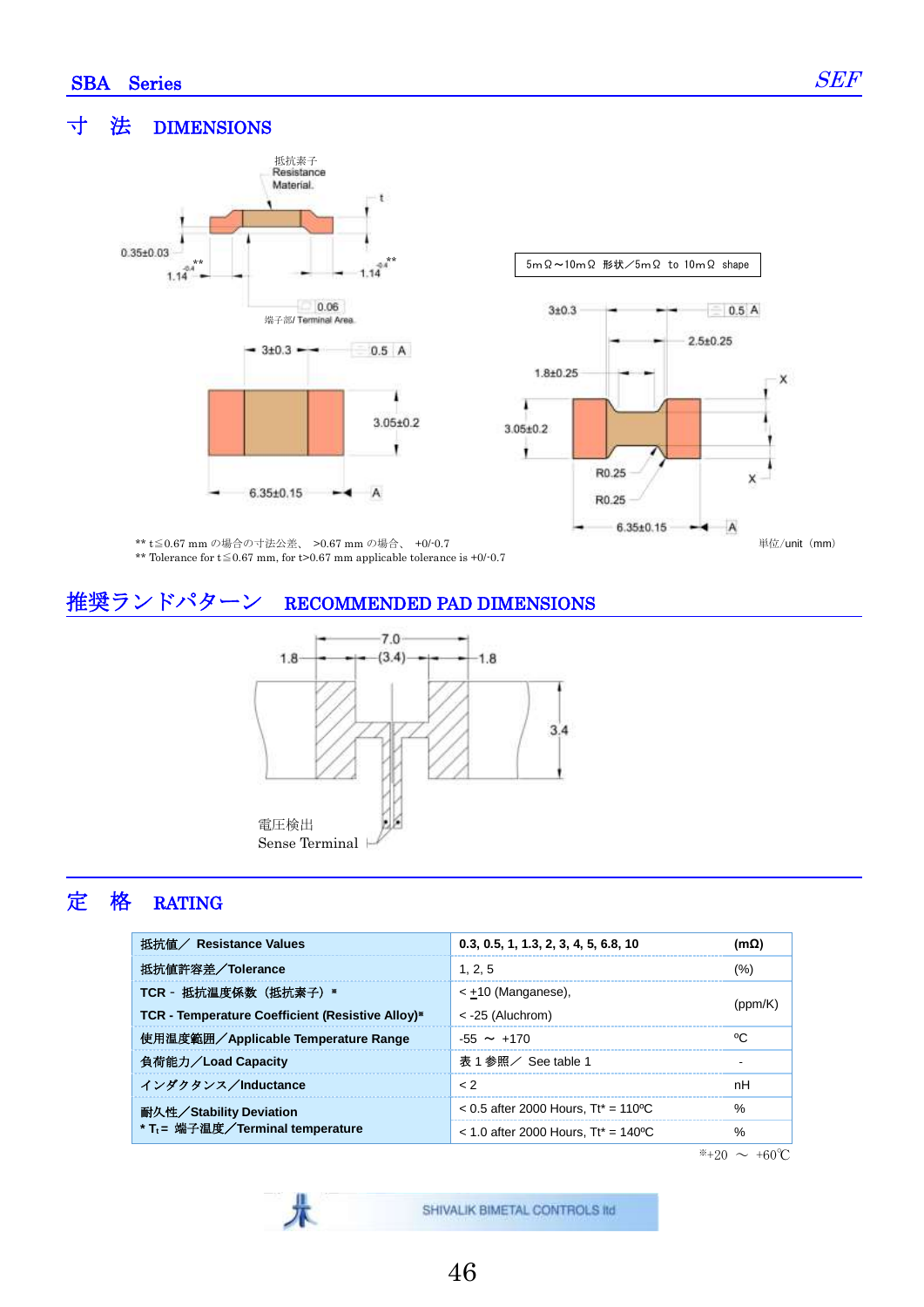## 寸 法 DIMENSIONS

抵抗素子 Resistance Material.

端子部/ Terminal Area

5mΩ～10mΩ 形状／5mΩ to 10mΩ shape

** t≦0.67 mm の場合の寸法公差、 >0.67 mm の場合、 +0/-0.7
** Tolerance for t≦0.67 mm, for t>0.67 mm applicable tolerance is +0/-0.7

単位/unit（mm）

## 推奨ランドパターン RECOMMENDED PAD DIMENSIONS

電圧検出
Sense Terminal

## 定 格 RATING

| 抵抗値／ Resistance Values | 0.3, 0.5, 1, 1.3, 2, 3, 4, 5, 6.8, 10 | (mΩ) |
|---|---|---|
| 抵抗値許容差／Tolerance | 1, 2, 5 | (%) |
| TCR - 抵抗温度係数（抵抗素子）* <br> TCR - Temperature Coefficient (Resistive Alloy)* | < ±10 (Manganese), <br> < -25 (Aluchrom) | (ppm/K) |
| 使用温度範囲／Applicable Temperature Range | -55 ～ +170 | ºC |
| 負荷能力／Load Capacity | 表 1 参照／ See table 1 | - |
| インダクタンス／Inductance | < 2 | nH |
| 耐久性／Stability Deviation <br> * $T_t$ = 端子温度／Terminal temperature | < 0.5 after 2000 Hours, Tt* = 110ºC | % |
| | < 1.0 after 2000 Hours, Tt* = 140ºC | % |

※+20 ～ +60℃

SHIVALIK BIMETAL CONTROLS ltd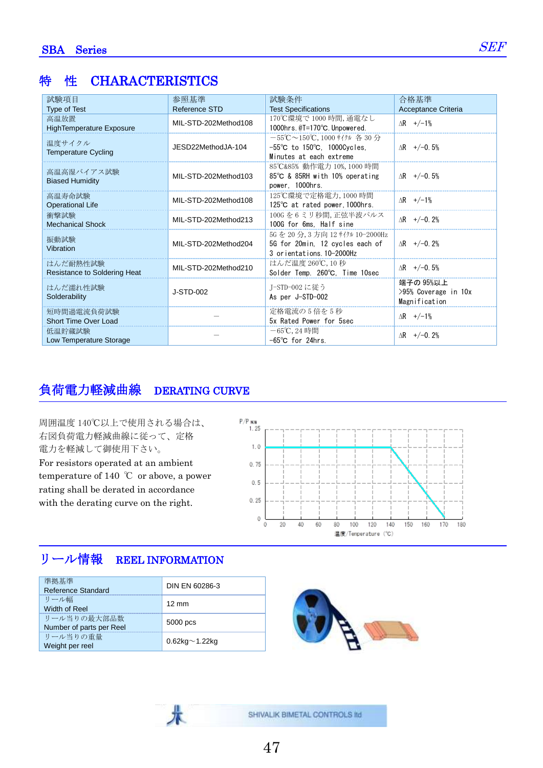## 特 性 CHARACTERISTICS

| 試験項目 Type of Test | 参照基準 Reference STD | 試験条件 Test Specifications | 合格基準 Acceptance Criteria |
|---|---|---|---|
| 高温放置 HighTemperature Exposure | MIL-STD-202Method108 | 170℃環境で 1000 時間, 通電なし 1000hrs. @T=170℃. Unpowered. | ΔR +/-1% |
| 温度サイクル Temperature Cycling | JESD22MethodJA-104 | −55℃～150℃, 1000 ｻｲｸﾙ 各 30 分 -55℃ to 150℃, 1000Cycles, Minutes at each extreme | ΔR +/-0.5% |
| 高温高湿バイアス試験 Biased Humidity | MIL-STD-202Method103 | 85℃&85% 動作電力 10%, 1000 時間 85℃ & 85RH with 10% operating power, 1000hrs. | ΔR +/-0.5% |
| 高温寿命試験 Operational Life | MIL-STD-202Method108 | 125℃環境で定格電力, 1000 時間 125℃ at rated power, 1000hrs. | ΔR +/-1% |
| 衝撃試験 Mechanical Shock | MIL-STD-202Method213 | 100G を 6 ミリ秒間, 正弦半波パルス 100G for 6ms, Half sine | ΔR +/-0.2% |
| 振動試験 Vibration | MIL-STD-202Method204 | 5G を 20 分, 3 方向 12 ｻｲｸﾙ 10-2000Hz 5G for 20min, 12 cycles each of 3 orientations. 10-2000Hz | ΔR +/-0.2% |
| はんだ耐熱性試験 Resistance to Soldering Heat | MIL-STD-202Method210 | はんだ温度 260℃, 10 秒 Solder Temp. 260℃, Time 10sec | ΔR +/-0.5% |
| はんだ濡れ性試験 Solderability | J-STD-002 | J-STD-002 に従う As per J-STD-002 | 端子の 95%以上 >95% Coverage in 10x Magnification |
| 短時間過電流負荷試験 Short Time Over Load | − | 定格電流の 5 倍を 5 秒 5x Rated Power for 5sec | ΔR +/-1% |
| 低温貯蔵試験 Low Temperature Storage | − | −65℃, 24 時間 -65℃ for 24hrs. | ΔR +/-0.2% |

## 負荷電力軽減曲線 DERATING CURVE

周囲温度 140℃以上で使用される場合は、右図負荷電力軽減曲線に従って、定格電力を軽減して御使用下さい。
For resistors operated at an ambient temperature of 140 ℃ or above, a power rating shall be derated in accordance with the derating curve on the right.

P/P RATED
1.25
1.0
0.75
0.5
0.25
0
0 20 40 60 80 100 120 140 150 160 170 180
温度/Temperature (℃)

## リール情報 REEL INFORMATION

| | |
|---|---|
| 準拠基準 Reference Standard | DIN EN 60286-3 |
| リール幅 Width of Reel | 12 mm |
| リール当りの最大部品数 Number of parts per Reel | 5000 pcs |
| リール当りの重量 Weight per reel | 0.62kg～1.22kg |